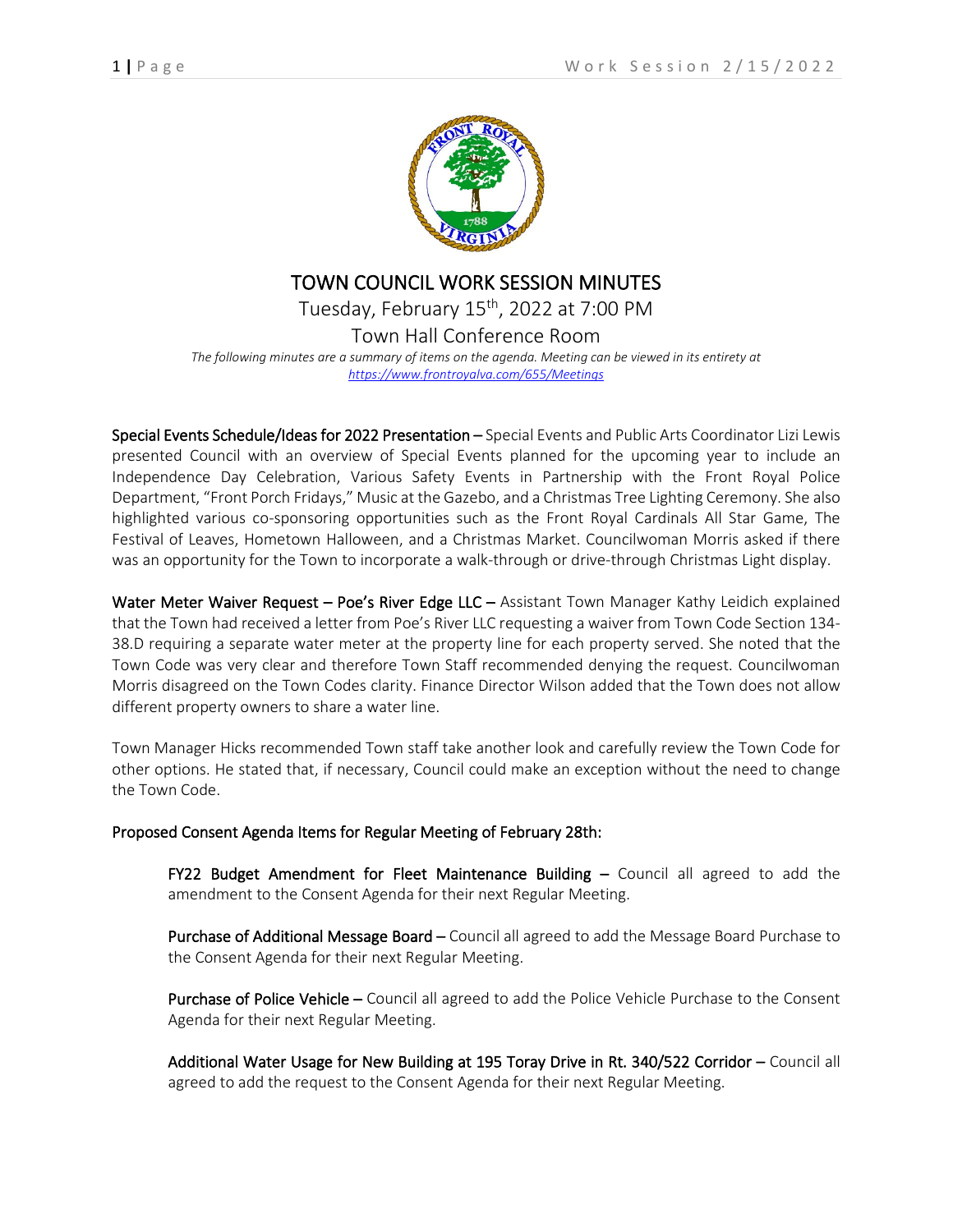# TOWN COUNCIL WORK SESSION MINUTES

Tuesday, February 15th, 2022 at 7:00 PM

Town Hall Conference Room

*The following minutes are a summary of items on the agenda. Meeting can be viewed in its entirety at [https://www.frontroyalva.com/655/Meetings](https://www.frontroyalva.com/655/Meetings)*

**Special Events Schedule/Ideas for 2022 Presentation** – Special Events and Public Arts Coordinator Lizi Lewis presented Council with an overview of Special Events planned for the upcoming year to include an Independence Day Celebration, Various Safety Events in Partnership with the Front Royal Police Department, "Front Porch Fridays," Music at the Gazebo, and a Christmas Tree Lighting Ceremony. She also highlighted various co-sponsoring opportunities such as the Front Royal Cardinals All Star Game, The Festival of Leaves, Hometown Halloween, and a Christmas Market. Councilwoman Morris asked if there was an opportunity for the Town to incorporate a walk-through or drive-through Christmas Light display.

**Water Meter Waiver Request – Poe's River Edge LLC** – Assistant Town Manager Kathy Leidich explained that the Town had received a letter from Poe's River LLC requesting a waiver from Town Code Section 134-38.D requiring a separate water meter at the property line for each property served. She noted that the Town Code was very clear and therefore Town Staff recommended denying the request. Councilwoman Morris disagreed on the Town Codes clarity. Finance Director Wilson added that the Town does not allow different property owners to share a water line.

Town Manager Hicks recommended Town staff take another look and carefully review the Town Code for other options. He stated that, if necessary, Council could make an exception without the need to change the Town Code.

**Proposed Consent Agenda Items for Regular Meeting of February 28th:**

> **FY22 Budget Amendment for Fleet Maintenance Building** – Council all agreed to add the amendment to the Consent Agenda for their next Regular Meeting.
>
> **Purchase of Additional Message Board** – Council all agreed to add the Message Board Purchase to the Consent Agenda for their next Regular Meeting.
>
> **Purchase of Police Vehicle** – Council all agreed to add the Police Vehicle Purchase to the Consent Agenda for their next Regular Meeting.
>
> **Additional Water Usage for New Building at 195 Toray Drive in Rt. 340/522 Corridor** – Council all agreed to add the request to the Consent Agenda for their next Regular Meeting.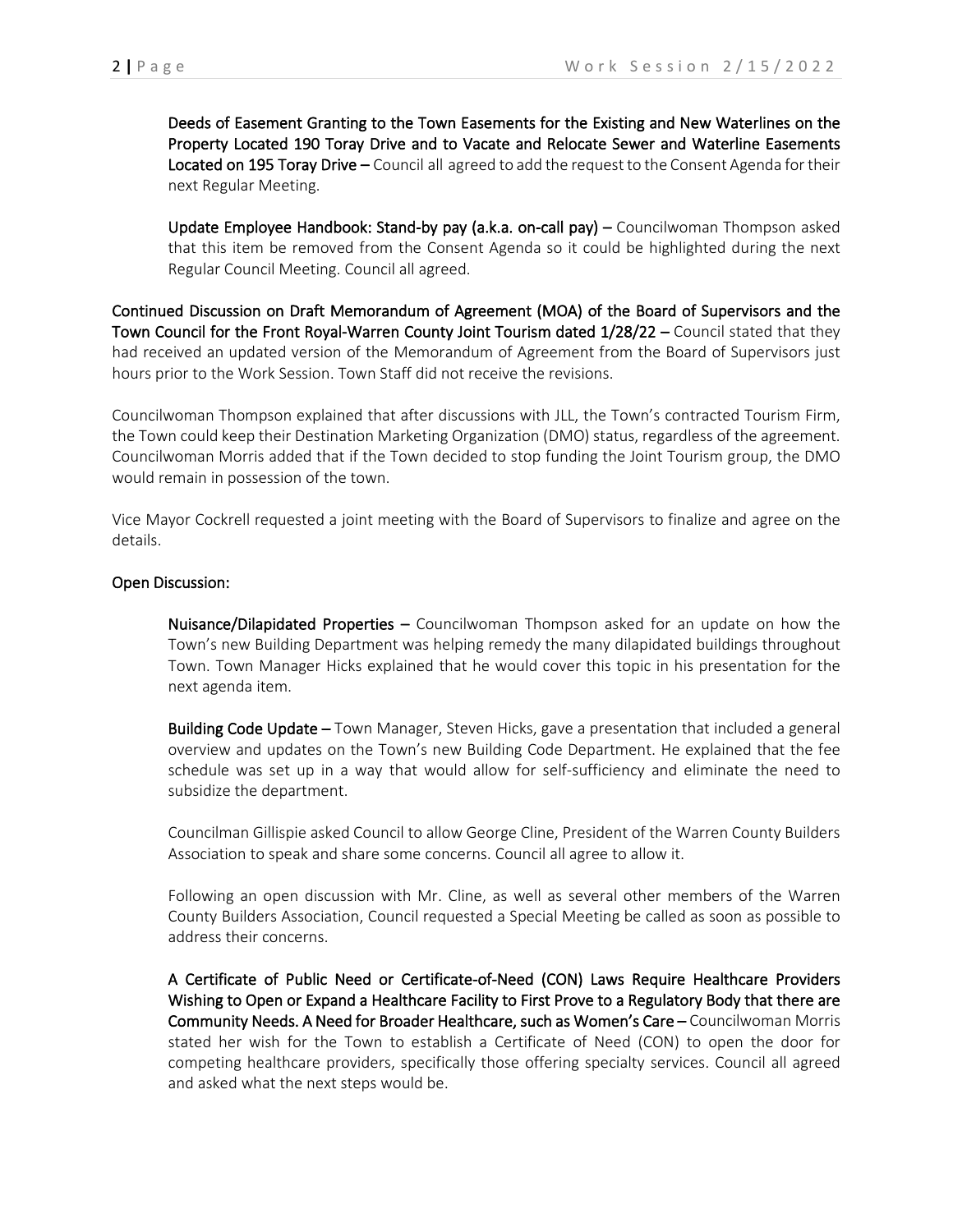**Deeds of Easement Granting to the Town Easements for the Existing and New Waterlines on the Property Located 190 Toray Drive and to Vacate and Relocate Sewer and Waterline Easements Located on 195 Toray Drive –** Council all agreed to add the request to the Consent Agenda for their next Regular Meeting.

**Update Employee Handbook: Stand-by pay (a.k.a. on-call pay) –** Councilwoman Thompson asked that this item be removed from the Consent Agenda so it could be highlighted during the next Regular Council Meeting. Council all agreed.

**Continued Discussion on Draft Memorandum of Agreement (MOA) of the Board of Supervisors and the Town Council for the Front Royal-Warren County Joint Tourism dated 1/28/22 –** Council stated that they had received an updated version of the Memorandum of Agreement from the Board of Supervisors just hours prior to the Work Session. Town Staff did not receive the revisions.

Councilwoman Thompson explained that after discussions with JLL, the Town's contracted Tourism Firm, the Town could keep their Destination Marketing Organization (DMO) status, regardless of the agreement. Councilwoman Morris added that if the Town decided to stop funding the Joint Tourism group, the DMO would remain in possession of the town.

Vice Mayor Cockrell requested a joint meeting with the Board of Supervisors to finalize and agree on the details.

**Open Discussion:**

**Nuisance/Dilapidated Properties –** Councilwoman Thompson asked for an update on how the Town's new Building Department was helping remedy the many dilapidated buildings throughout Town. Town Manager Hicks explained that he would cover this topic in his presentation for the next agenda item.

**Building Code Update –** Town Manager, Steven Hicks, gave a presentation that included a general overview and updates on the Town's new Building Code Department. He explained that the fee schedule was set up in a way that would allow for self-sufficiency and eliminate the need to subsidize the department.

Councilman Gillispie asked Council to allow George Cline, President of the Warren County Builders Association to speak and share some concerns. Council all agree to allow it.

Following an open discussion with Mr. Cline, as well as several other members of the Warren County Builders Association, Council requested a Special Meeting be called as soon as possible to address their concerns.

**A Certificate of Public Need or Certificate-of-Need (CON) Laws Require Healthcare Providers Wishing to Open or Expand a Healthcare Facility to First Prove to a Regulatory Body that there are Community Needs. A Need for Broader Healthcare, such as Women's Care –** Councilwoman Morris stated her wish for the Town to establish a Certificate of Need (CON) to open the door for competing healthcare providers, specifically those offering specialty services. Council all agreed and asked what the next steps would be.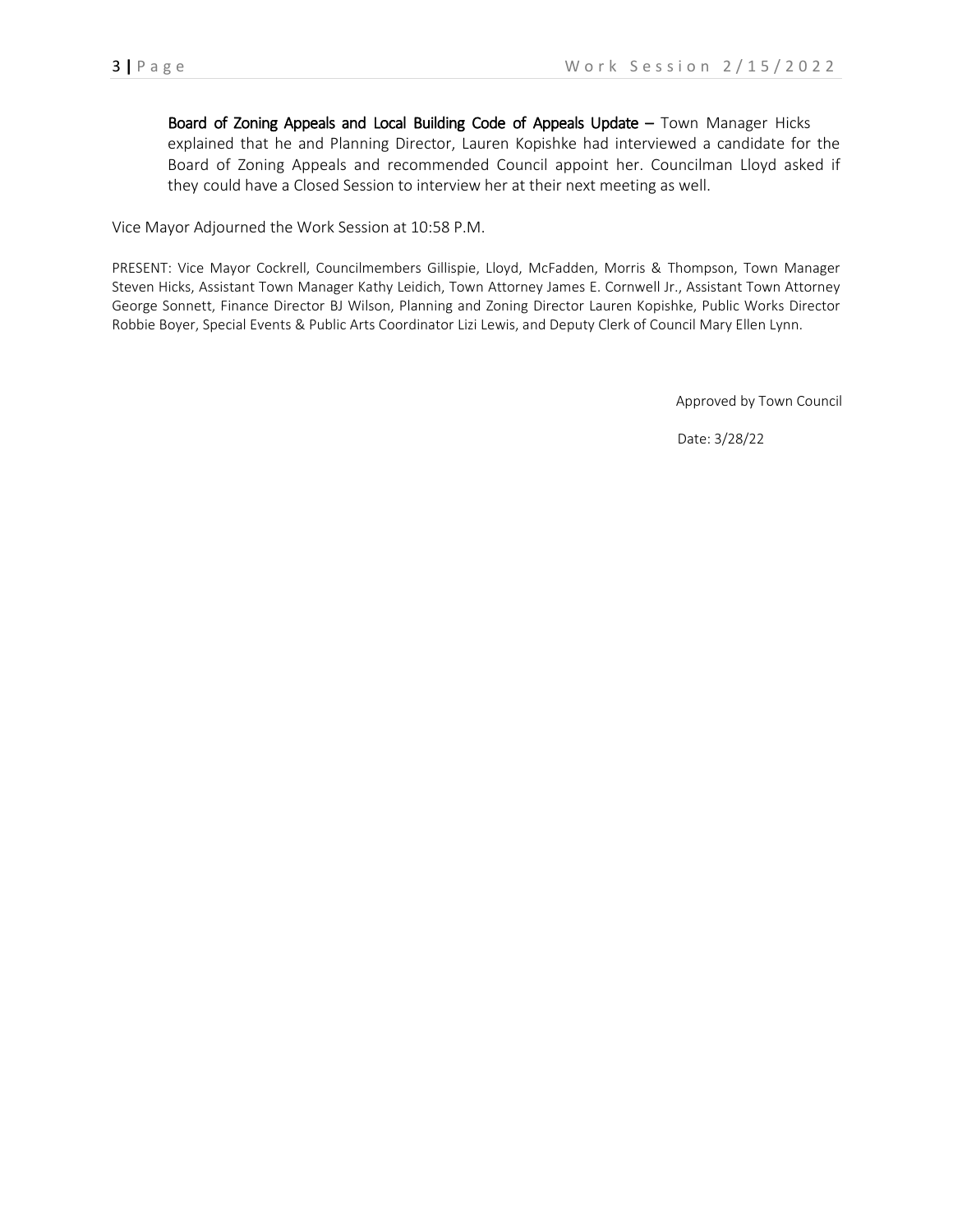**Board of Zoning Appeals and Local Building Code of Appeals Update** – Town Manager Hicks explained that he and Planning Director, Lauren Kopishke had interviewed a candidate for the Board of Zoning Appeals and recommended Council appoint her. Councilman Lloyd asked if they could have a Closed Session to interview her at their next meeting as well.

Vice Mayor Adjourned the Work Session at 10:58 P.M.

PRESENT: Vice Mayor Cockrell, Councilmembers Gillispie, Lloyd, McFadden, Morris & Thompson, Town Manager Steven Hicks, Assistant Town Manager Kathy Leidich, Town Attorney James E. Cornwell Jr., Assistant Town Attorney George Sonnett, Finance Director BJ Wilson, Planning and Zoning Director Lauren Kopishke, Public Works Director Robbie Boyer, Special Events & Public Arts Coordinator Lizi Lewis, and Deputy Clerk of Council Mary Ellen Lynn.

Approved by Town Council

Date: 3/28/22